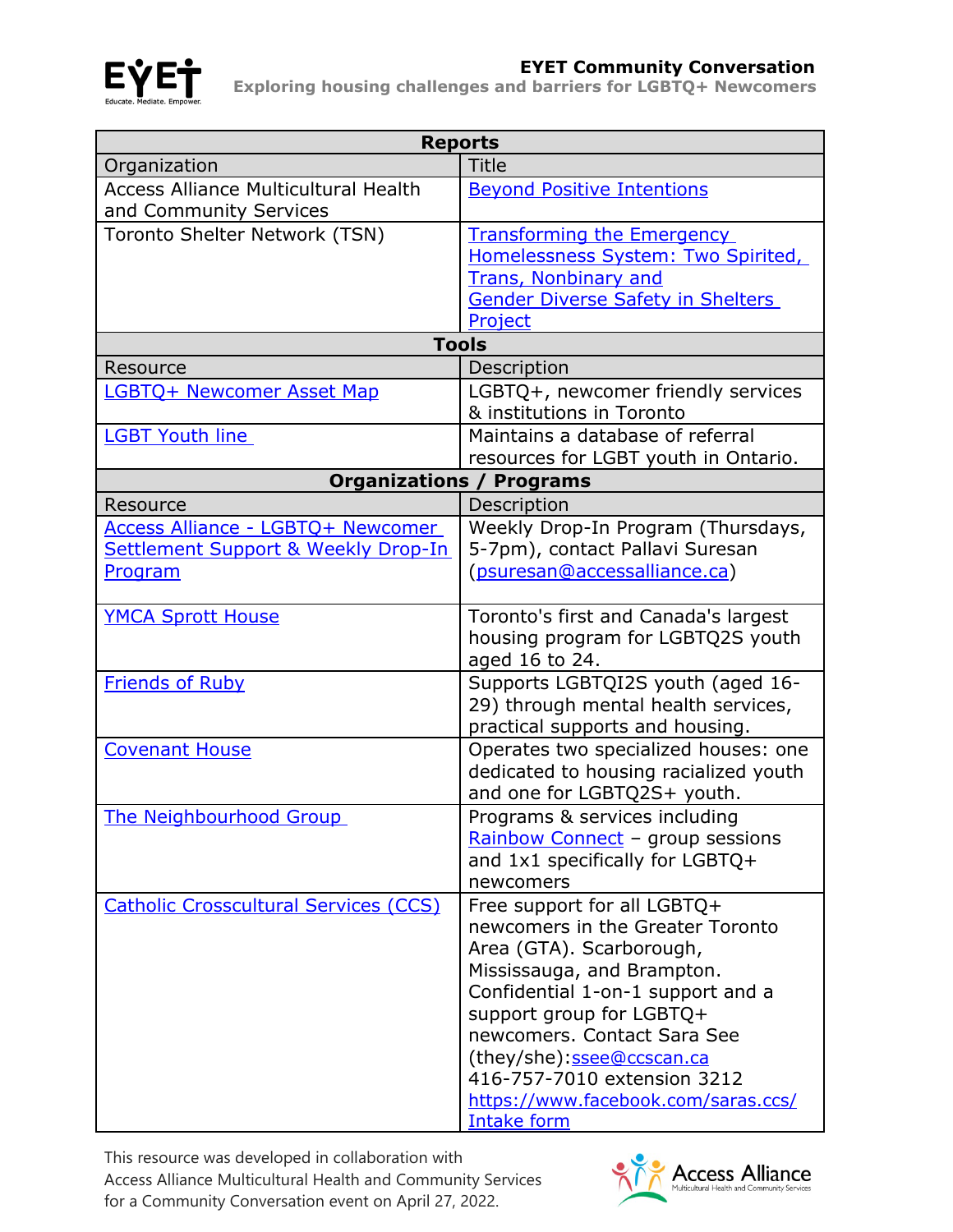# EYET Community Conversation

**Exploring housing challenges and barriers for LGBTQ+ Newcomers**

| **Reports** | |
|---|---|
| Organization | Title |
| Access Alliance Multicultural Health and Community Services | Beyond Positive Intentions |
| Toronto Shelter Network (TSN) | Transforming the Emergency Homelessness System: Two Spirited, Trans, Nonbinary and Gender Diverse Safety in Shelters Project |
| **Tools** | |
| Resource | Description |
| LGBTQ+ Newcomer Asset Map | LGBTQ+, newcomer friendly services & institutions in Toronto |
| LGBT Youth line | Maintains a database of referral resources for LGBT youth in Ontario. |
| **Organizations / Programs** | |
| Resource | Description |
| Access Alliance - LGBTQ+ Newcomer Settlement Support & Weekly Drop-In Program | Weekly Drop-In Program (Thursdays, 5-7pm), contact Pallavi Suresan (psuresan@accessalliance.ca) |
| YMCA Sprott House | Toronto's first and Canada's largest housing program for LGBTQ2S youth aged 16 to 24. |
| Friends of Ruby | Supports LGBTQI2S youth (aged 16-29) through mental health services, practical supports and housing. |
| Covenant House | Operates two specialized houses: one dedicated to housing racialized youth and one for LGBTQ2S+ youth. |
| The Neighbourhood Group | Programs & services including Rainbow Connect – group sessions and 1x1 specifically for LGBTQ+ newcomers |
| Catholic Crosscultural Services (CCS) | Free support for all LGBTQ+ newcomers in the Greater Toronto Area (GTA). Scarborough, Mississauga, and Brampton. Confidential 1-on-1 support and a support group for LGBTQ+ newcomers. Contact Sara See (they/she):ssee@ccscan.ca 416-757-7010 extension 3212 https://www.facebook.com/saras.ccs/ Intake form |

This resource was developed in collaboration with Access Alliance Multicultural Health and Community Services for a Community Conversation event on April 27, 2022.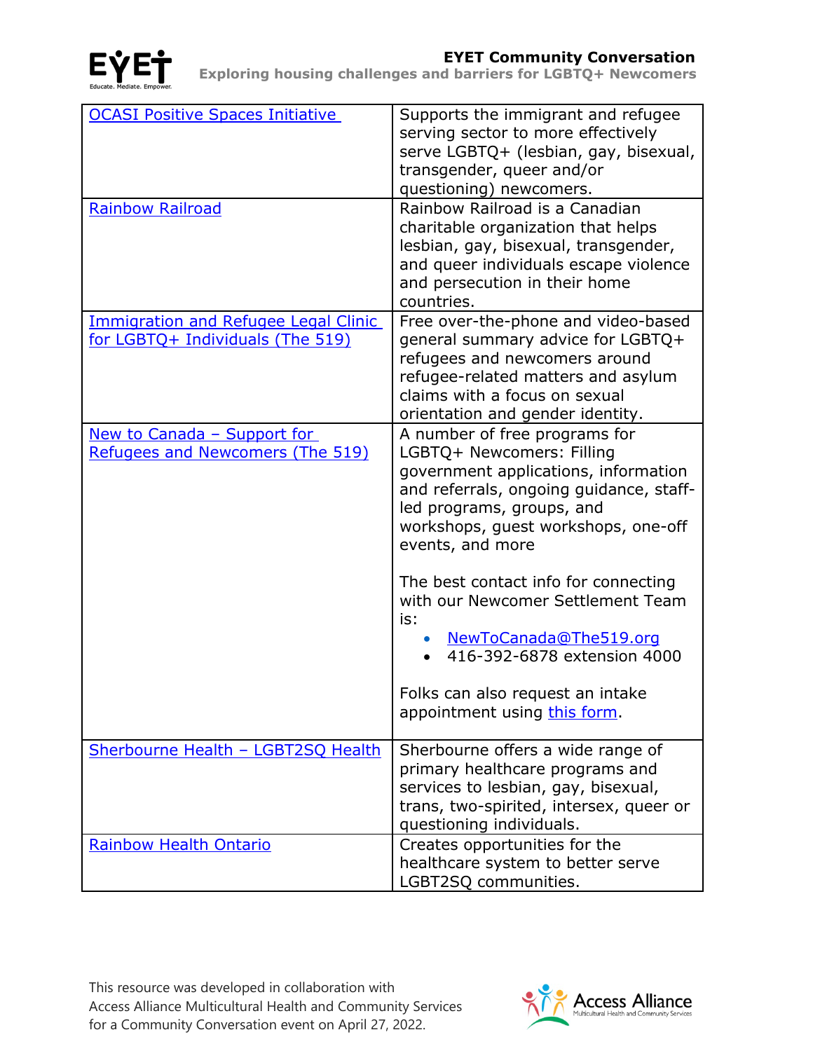| | |
|---|---|
| OCASI Positive Spaces Initiative | Supports the immigrant and refugee serving sector to more effectively serve LGBTQ+ (lesbian, gay, bisexual, transgender, queer and/or questioning) newcomers. |
| Rainbow Railroad | Rainbow Railroad is a Canadian charitable organization that helps lesbian, gay, bisexual, transgender, and queer individuals escape violence and persecution in their home countries. |
| Immigration and Refugee Legal Clinic for LGBTQ+ Individuals (The 519) | Free over-the-phone and video-based general summary advice for LGBTQ+ refugees and newcomers around refugee-related matters and asylum claims with a focus on sexual orientation and gender identity. |
| New to Canada – Support for Refugees and Newcomers (The 519) | A number of free programs for LGBTQ+ Newcomers: Filling government applications, information and referrals, ongoing guidance, staff-led programs, groups, and workshops, guest workshops, one-off events, and more<br><br>The best contact info for connecting with our Newcomer Settlement Team is:<br>• NewToCanada@The519.org<br>• 416-392-6878 extension 4000<br><br>Folks can also request an intake appointment using this form. |
| Sherbourne Health – LGBT2SQ Health | Sherbourne offers a wide range of primary healthcare programs and services to lesbian, gay, bisexual, trans, two-spirited, intersex, queer or questioning individuals. |
| Rainbow Health Ontario | Creates opportunities for the healthcare system to better serve LGBT2SQ communities. |

This resource was developed in collaboration with Access Alliance Multicultural Health and Community Services for a Community Conversation event on April 27, 2022.